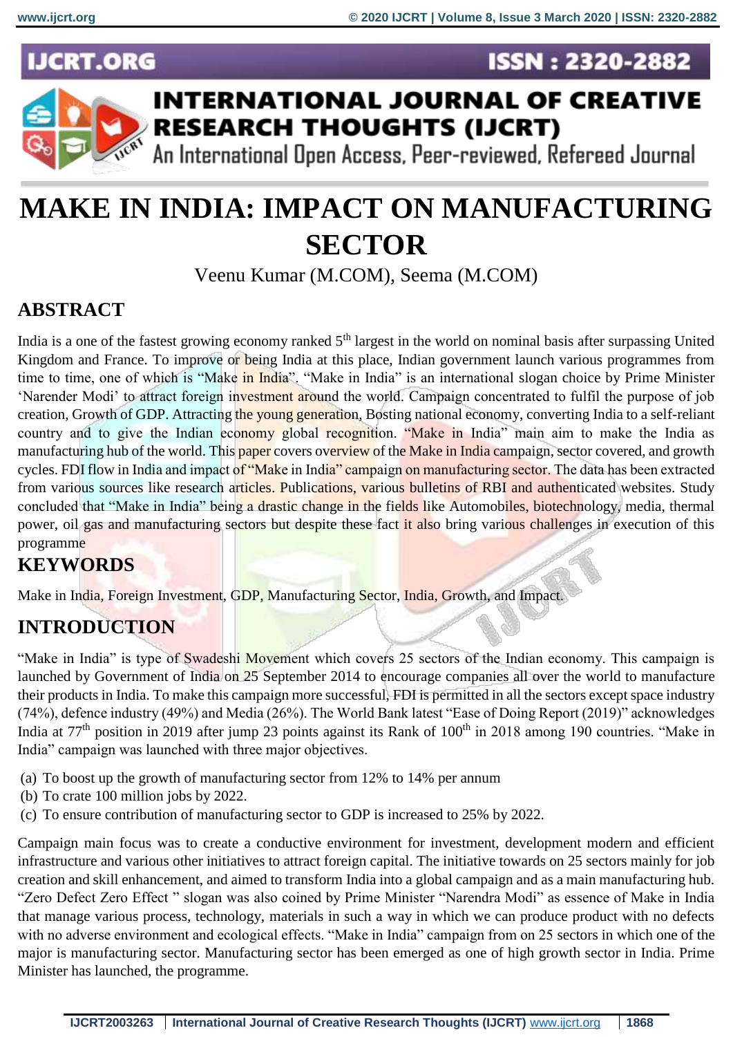# MAKE IN INDIA: IMPACT ON MANUFACTURING SECTOR

Veenu Kumar (M.COM), Seema (M.COM)

## ABSTRACT

India is a one of the fastest growing economy ranked 5th largest in the world on nominal basis after surpassing United Kingdom and France. To improve or being India at this place, Indian government launch various programmes from time to time, one of which is "Make in India". "Make in India" is an international slogan choice by Prime Minister 'Narender Modi' to attract foreign investment around the world. Campaign concentrated to fulfil the purpose of job creation, Growth of GDP. Attracting the young generation, Bosting national economy, converting India to a self-reliant country and to give the Indian economy global recognition. "Make in India" main aim to make the India as manufacturing hub of the world. This paper covers overview of the Make in India campaign, sector covered, and growth cycles. FDI flow in India and impact of "Make in India" campaign on manufacturing sector. The data has been extracted from various sources like research articles. Publications, various bulletins of RBI and authenticated websites. Study concluded that "Make in India" being a drastic change in the fields like Automobiles, biotechnology, media, thermal power, oil gas and manufacturing sectors but despite these fact it also bring various challenges in execution of this programme

## KEYWORDS

Make in India, Foreign Investment, GDP, Manufacturing Sector, India, Growth, and Impact.

## INTRODUCTION

"Make in India" is type of Swadeshi Movement which covers 25 sectors of the Indian economy. This campaign is launched by Government of India on 25 September 2014 to encourage companies all over the world to manufacture their products in India. To make this campaign more successful, FDI is permitted in all the sectors except space industry (74%), defence industry (49%) and Media (26%). The World Bank latest "Ease of Doing Report (2019)" acknowledges India at 77th position in 2019 after jump 23 points against its Rank of 100th in 2018 among 190 countries. "Make in India" campaign was launched with three major objectives.

(a) To boost up the growth of manufacturing sector from 12% to 14% per annum
(b) To crate 100 million jobs by 2022.
(c) To ensure contribution of manufacturing sector to GDP is increased to 25% by 2022.

Campaign main focus was to create a conductive environment for investment, development modern and efficient infrastructure and various other initiatives to attract foreign capital. The initiative towards on 25 sectors mainly for job creation and skill enhancement, and aimed to transform India into a global campaign and as a main manufacturing hub. "Zero Defect Zero Effect " slogan was also coined by Prime Minister "Narendra Modi" as essence of Make in India that manage various process, technology, materials in such a way in which we can produce product with no defects with no adverse environment and ecological effects. "Make in India" campaign from on 25 sectors in which one of the major is manufacturing sector. Manufacturing sector has been emerged as one of high growth sector in India. Prime Minister has launched, the programme.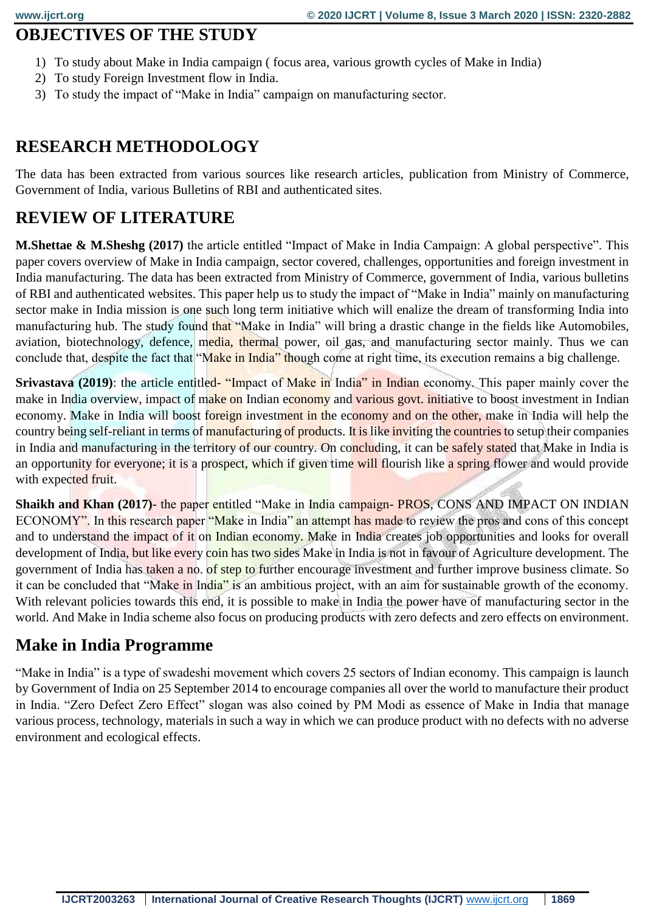## OBJECTIVES OF THE STUDY

1) To study about Make in India campaign ( focus area, various growth cycles of Make in India)
2) To study Foreign Investment flow in India.
3) To study the impact of "Make in India" campaign on manufacturing sector.

## RESEARCH METHODOLOGY

The data has been extracted from various sources like research articles, publication from Ministry of Commerce, Government of India, various Bulletins of RBI and authenticated sites.

## REVIEW OF LITERATURE

**M.Shettae & M.Sheshg (2017)** the article entitled "Impact of Make in India Campaign: A global perspective". This paper covers overview of Make in India campaign, sector covered, challenges, opportunities and foreign investment in India manufacturing. The data has been extracted from Ministry of Commerce, government of India, various bulletins of RBI and authenticated websites. This paper help us to study the impact of "Make in India" mainly on manufacturing sector make in India mission is one such long term initiative which will enalize the dream of transforming India into manufacturing hub. The study found that "Make in India" will bring a drastic change in the fields like Automobiles, aviation, biotechnology, defence, media, thermal power, oil gas, and manufacturing sector mainly. Thus we can conclude that, despite the fact that "Make in India" though come at right time, its execution remains a big challenge.

**Srivastava (2019)**: the article entitled- "Impact of Make in India" in Indian economy. This paper mainly cover the make in India overview, impact of make on Indian economy and various govt. initiative to boost investment in Indian economy. Make in India will boost foreign investment in the economy and on the other, make in India will help the country being self-reliant in terms of manufacturing of products. It is like inviting the countries to setup their companies in India and manufacturing in the territory of our country. On concluding, it can be safely stated that Make in India is an opportunity for everyone; it is a prospect, which if given time will flourish like a spring flower and would provide with expected fruit.

**Shaikh and Khan (2017)**- the paper entitled "Make in India campaign- PROS, CONS AND IMPACT ON INDIAN ECONOMY". In this research paper "Make in India" an attempt has made to review the pros and cons of this concept and to understand the impact of it on Indian economy. Make in India creates job opportunities and looks for overall development of India, but like every coin has two sides Make in India is not in favour of Agriculture development. The government of India has taken a no. of step to further encourage investment and further improve business climate. So it can be concluded that "Make in India" is an ambitious project, with an aim for sustainable growth of the economy. With relevant policies towards this end, it is possible to make in India the power have of manufacturing sector in the world. And Make in India scheme also focus on producing products with zero defects and zero effects on environment.

## Make in India Programme

"Make in India" is a type of swadeshi movement which covers 25 sectors of Indian economy. This campaign is launch by Government of India on 25 September 2014 to encourage companies all over the world to manufacture their product in India. "Zero Defect Zero Effect" slogan was also coined by PM Modi as essence of Make in India that manage various process, technology, materials in such a way in which we can produce product with no defects with no adverse environment and ecological effects.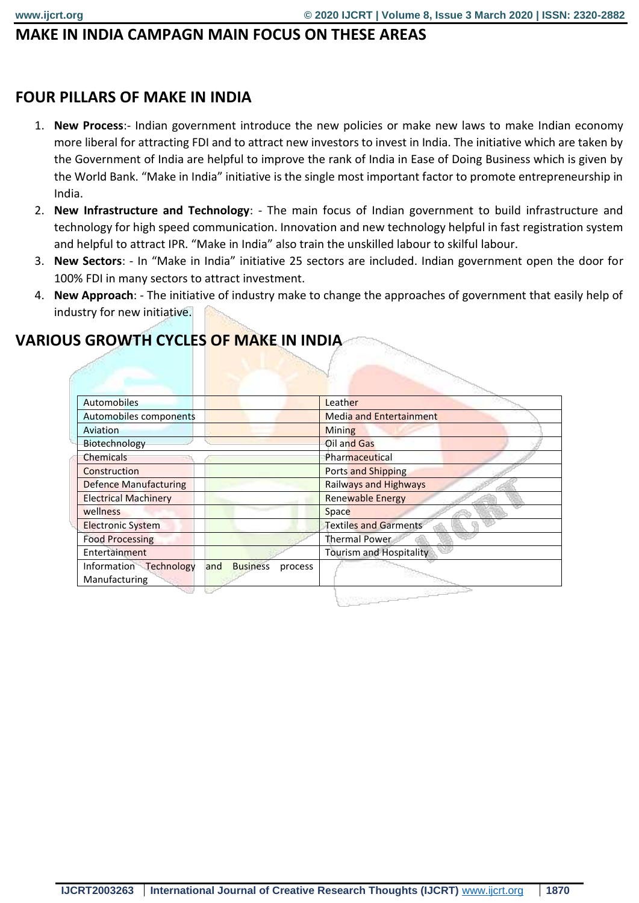## MAKE IN INDIA CAMPAGN MAIN FOCUS ON THESE AREAS

## FOUR PILLARS OF MAKE IN INDIA

1. **New Process**:- Indian government introduce the new policies or make new laws to make Indian economy more liberal for attracting FDI and to attract new investors to invest in India. The initiative which are taken by the Government of India are helpful to improve the rank of India in Ease of Doing Business which is given by the World Bank. "Make in India" initiative is the single most important factor to promote entrepreneurship in India.
2. **New Infrastructure and Technology**: - The main focus of Indian government to build infrastructure and technology for high speed communication. Innovation and new technology helpful in fast registration system and helpful to attract IPR. "Make in India" also train the unskilled labour to skilful labour.
3. **New Sectors**: - In "Make in India" initiative 25 sectors are included. Indian government open the door for 100% FDI in many sectors to attract investment.
4. **New Approach**: - The initiative of industry make to change the approaches of government that easily help of industry for new initiative.

## VARIOUS GROWTH CYCLES OF MAKE IN INDIA

| | |
|---|---|
| Automobiles | Leather |
| Automobiles components | Media and Entertainment |
| Aviation | Mining |
| Biotechnology | Oil and Gas |
| Chemicals | Pharmaceutical |
| Construction | Ports and Shipping |
| Defence Manufacturing | Railways and Highways |
| Electrical Machinery | Renewable Energy |
| wellness | Space |
| Electronic System | Textiles and Garments |
| Food Processing | Thermal Power |
| Entertainment | Tourism and Hospitality |
| Information Technology and Business process Manufacturing | |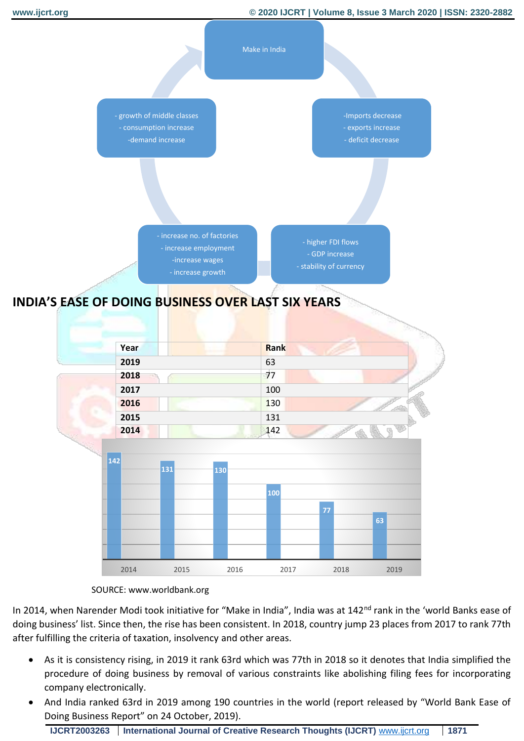Make in India

-Imports decrease
- exports increase
- deficit decrease

- higher FDI flows
- GDP increase
- stability of currency

- increase no. of factories
- increase employment
-increase wages
- increase growth

- growth of middle classes
- consumption increase
-demand increase

## INDIA'S EASE OF DOING BUSINESS OVER LAST SIX YEARS

| Year | Rank |
|---|---|
| **2019** | 63 |
| **2018** | 77 |
| **2017** | 100 |
| **2016** | 130 |
| **2015** | 131 |
| **2014** | 142 |

| Year | 2014 | 2015 | 2016 | 2017 | 2018 | 2019 |
|---|---|---|---|---|---|---|
| Rank | 142 | 131 | 130 | 100 | 77 | 63 |

SOURCE: www.worldbank.org

In 2014, when Narender Modi took initiative for "Make in India", India was at 142nd rank in the 'world Banks ease of doing business' list. Since then, the rise has been consistent. In 2018, country jump 23 places from 2017 to rank 77th after fulfilling the criteria of taxation, insolvency and other areas.

- As it is consistency rising, in 2019 it rank 63rd which was 77th in 2018 so it denotes that India simplified the procedure of doing business by removal of various constraints like abolishing filing fees for incorporating company electronically.
- And India ranked 63rd in 2019 among 190 countries in the world (report released by "World Bank Ease of Doing Business Report" on 24 October, 2019).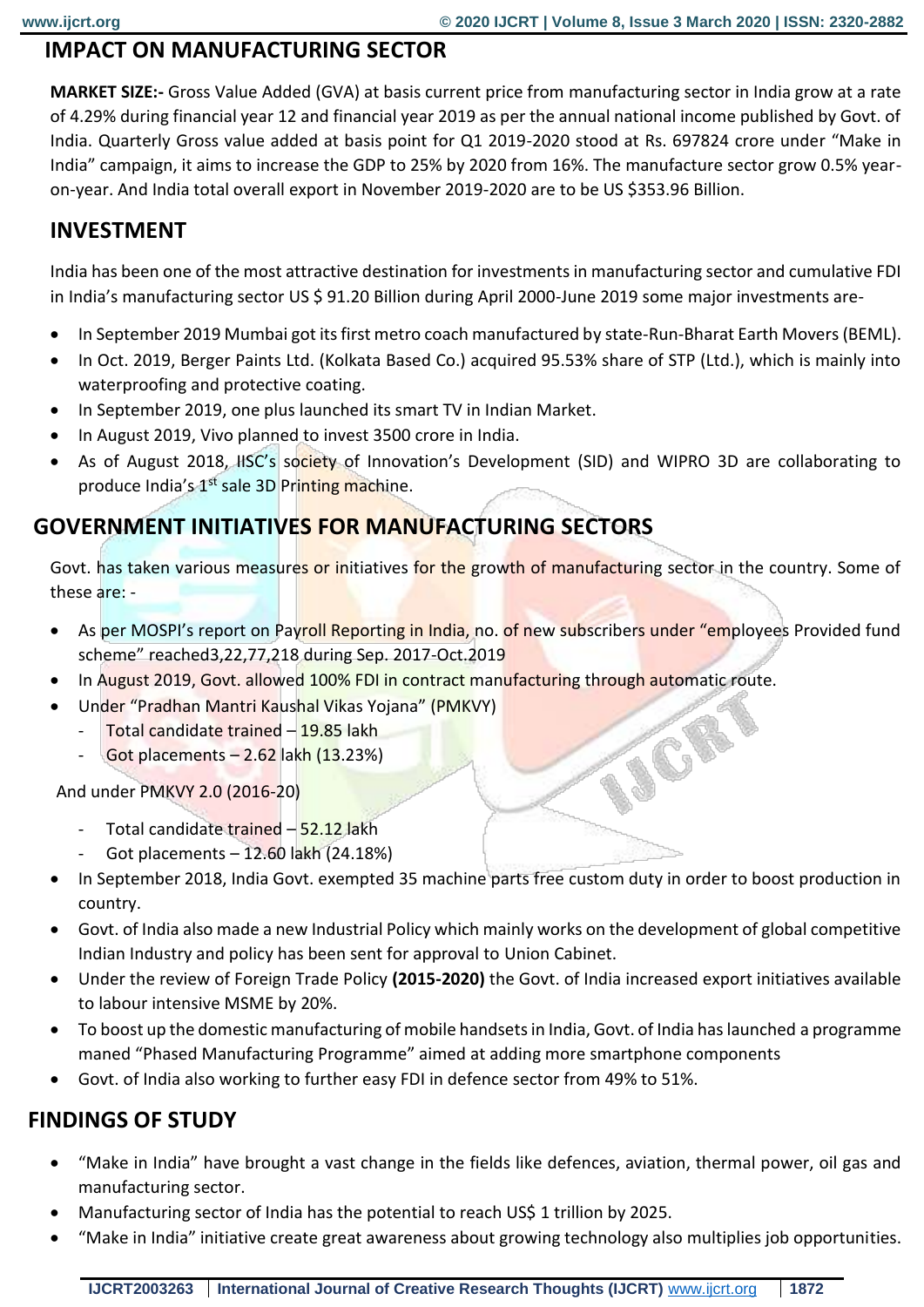## IMPACT ON MANUFACTURING SECTOR

**MARKET SIZE:-** Gross Value Added (GVA) at basis current price from manufacturing sector in India grow at a rate of 4.29% during financial year 12 and financial year 2019 as per the annual national income published by Govt. of India. Quarterly Gross value added at basis point for Q1 2019-2020 stood at Rs. 697824 crore under "Make in India" campaign, it aims to increase the GDP to 25% by 2020 from 16%. The manufacture sector grow 0.5% year-on-year. And India total overall export in November 2019-2020 are to be US $353.96 Billion.

## INVESTMENT

India has been one of the most attractive destination for investments in manufacturing sector and cumulative FDI in India's manufacturing sector US $ 91.20 Billion during April 2000-June 2019 some major investments are-

- In September 2019 Mumbai got its first metro coach manufactured by state-Run-Bharat Earth Movers (BEML).
- In Oct. 2019, Berger Paints Ltd. (Kolkata Based Co.) acquired 95.53% share of STP (Ltd.), which is mainly into waterproofing and protective coating.
- In September 2019, one plus launched its smart TV in Indian Market.
- In August 2019, Vivo planned to invest 3500 crore in India.
- As of August 2018, IISC's society of Innovation's Development (SID) and WIPRO 3D are collaborating to produce India's 1st sale 3D Printing machine.

## GOVERNMENT INITIATIVES FOR MANUFACTURING SECTORS

Govt. has taken various measures or initiatives for the growth of manufacturing sector in the country. Some of these are: -

- As per MOSPI's report on Payroll Reporting in India, no. of new subscribers under "employees Provided fund scheme" reached3,22,77,218 during Sep. 2017-Oct.2019
- In August 2019, Govt. allowed 100% FDI in contract manufacturing through automatic route.
- Under "Pradhan Mantri Kaushal Vikas Yojana" (PMKVY)
  - Total candidate trained – 19.85 lakh
  - Got placements – 2.62 lakh (13.23%)

  And under PMKVY 2.0 (2016-20)

  - Total candidate trained – 52.12 lakh
  - Got placements – 12.60 lakh (24.18%)
- In September 2018, India Govt. exempted 35 machine parts free custom duty in order to boost production in country.
- Govt. of India also made a new Industrial Policy which mainly works on the development of global competitive Indian Industry and policy has been sent for approval to Union Cabinet.
- Under the review of Foreign Trade Policy **(2015-2020)** the Govt. of India increased export initiatives available to labour intensive MSME by 20%.
- To boost up the domestic manufacturing of mobile handsets in India, Govt. of India has launched a programme maned "Phased Manufacturing Programme" aimed at adding more smartphone components
- Govt. of India also working to further easy FDI in defence sector from 49% to 51%.

## FINDINGS OF STUDY

- "Make in India" have brought a vast change in the fields like defences, aviation, thermal power, oil gas and manufacturing sector.
- Manufacturing sector of India has the potential to reach US$ 1 trillion by 2025.
- "Make in India" initiative create great awareness about growing technology also multiplies job opportunities.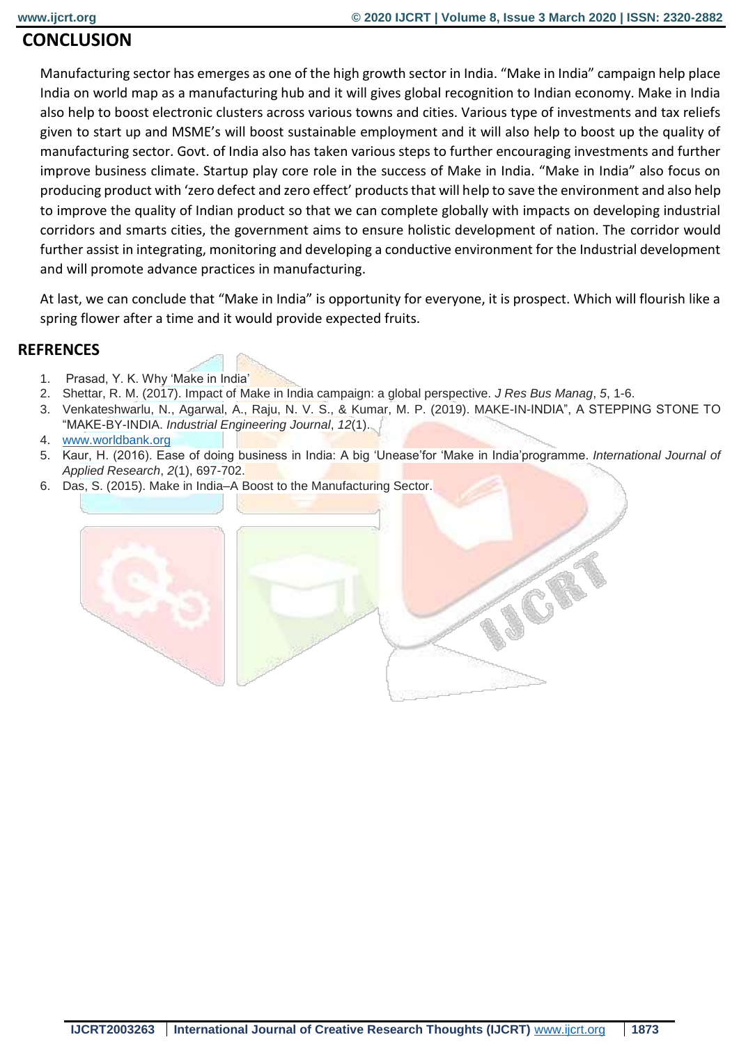## CONCLUSION

Manufacturing sector has emerges as one of the high growth sector in India. “Make in India” campaign help place India on world map as a manufacturing hub and it will gives global recognition to Indian economy. Make in India also help to boost electronic clusters across various towns and cities. Various type of investments and tax reliefs given to start up and MSME’s will boost sustainable employment and it will also help to boost up the quality of manufacturing sector. Govt. of India also has taken various steps to further encouraging investments and further improve business climate. Startup play core role in the success of Make in India. “Make in India” also focus on producing product with ‘zero defect and zero effect’ products that will help to save the environment and also help to improve the quality of Indian product so that we can complete globally with impacts on developing industrial corridors and smarts cities, the government aims to ensure holistic development of nation. The corridor would further assist in integrating, monitoring and developing a conductive environment for the Industrial development and will promote advance practices in manufacturing.

At last, we can conclude that “Make in India” is opportunity for everyone, it is prospect. Which will flourish like a spring flower after a time and it would provide expected fruits.

## REFRENCES

1. Prasad, Y. K. Why ‘Make in India’
2. Shettar, R. M. (2017). Impact of Make in India campaign: a global perspective. *J Res Bus Manag*, *5*, 1-6.
3. Venkateshwarlu, N., Agarwal, A., Raju, N. V. S., & Kumar, M. P. (2019). MAKE-IN-INDIA”, A STEPPING STONE TO “MAKE-BY-INDIA. *Industrial Engineering Journal*, *12*(1).
4. www.worldbank.org
5. Kaur, H. (2016). Ease of doing business in India: A big ‘Unease’for ‘Make in India’programme. *International Journal of Applied Research*, *2*(1), 697-702.
6. Das, S. (2015). Make in India–A Boost to the Manufacturing Sector.